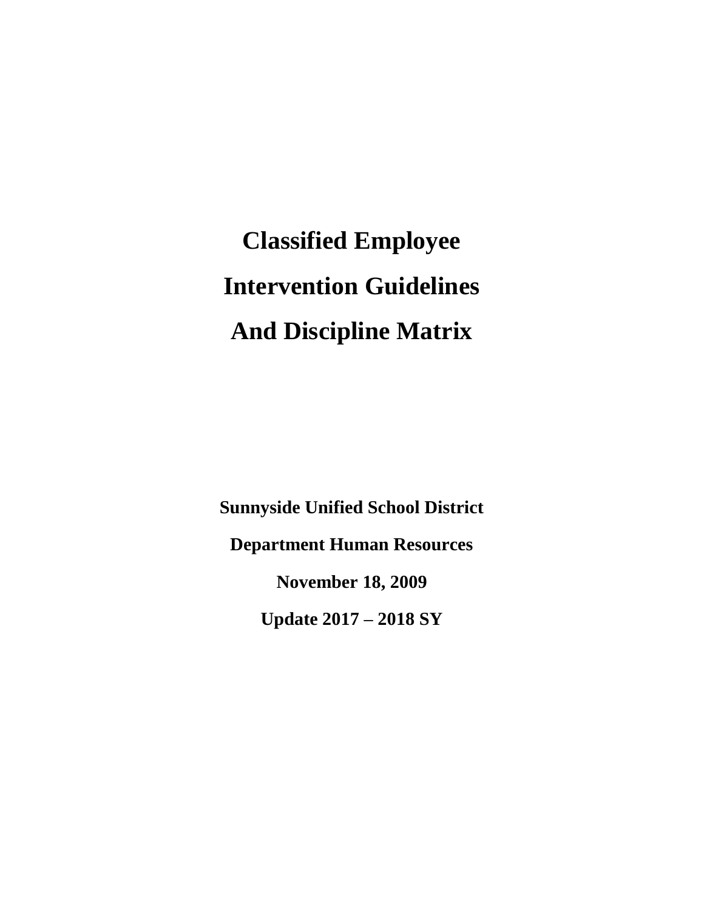# Classified Employee
# Intervention Guidelines
# And Discipline Matrix

**Sunnyside Unified School District**

**Department Human Resources**

**November 18, 2009**

**Update 2017 – 2018 SY**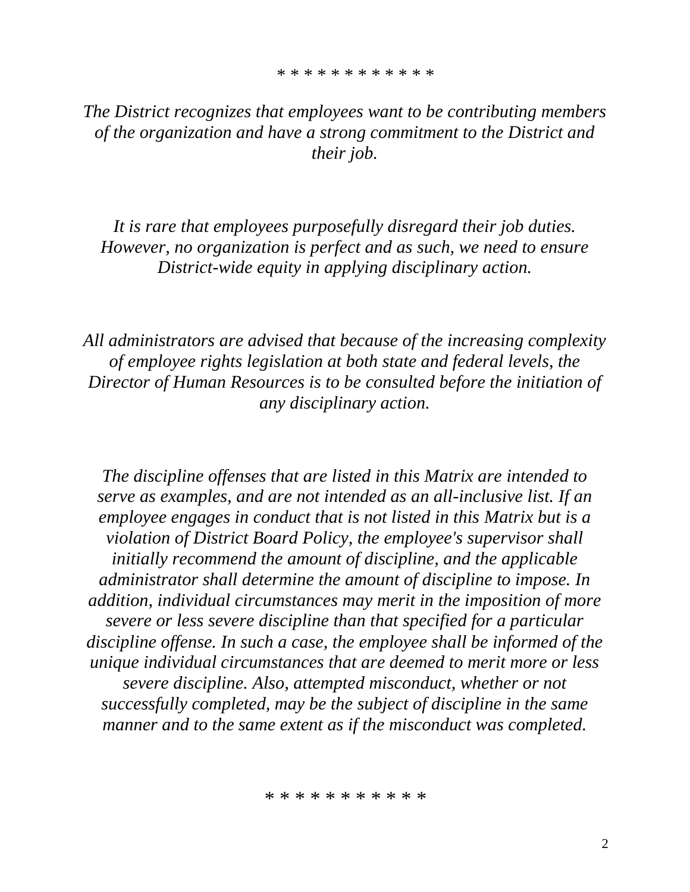* * * * * * * * * * * *

*The District recognizes that employees want to be contributing members of the organization and have a strong commitment to the District and their job.*

*It is rare that employees purposefully disregard their job duties. However, no organization is perfect and as such, we need to ensure District-wide equity in applying disciplinary action.*

*All administrators are advised that because of the increasing complexity of employee rights legislation at both state and federal levels, the Director of Human Resources is to be consulted before the initiation of any disciplinary action.*

*The discipline offenses that are listed in this Matrix are intended to serve as examples, and are not intended as an all-inclusive list. If an employee engages in conduct that is not listed in this Matrix but is a violation of District Board Policy, the employee's supervisor shall initially recommend the amount of discipline, and the applicable administrator shall determine the amount of discipline to impose. In addition, individual circumstances may merit in the imposition of more severe or less severe discipline than that specified for a particular discipline offense. In such a case, the employee shall be informed of the unique individual circumstances that are deemed to merit more or less severe discipline. Also, attempted misconduct, whether or not successfully completed, may be the subject of discipline in the same manner and to the same extent as if the misconduct was completed.*

* * * * * * * * * * *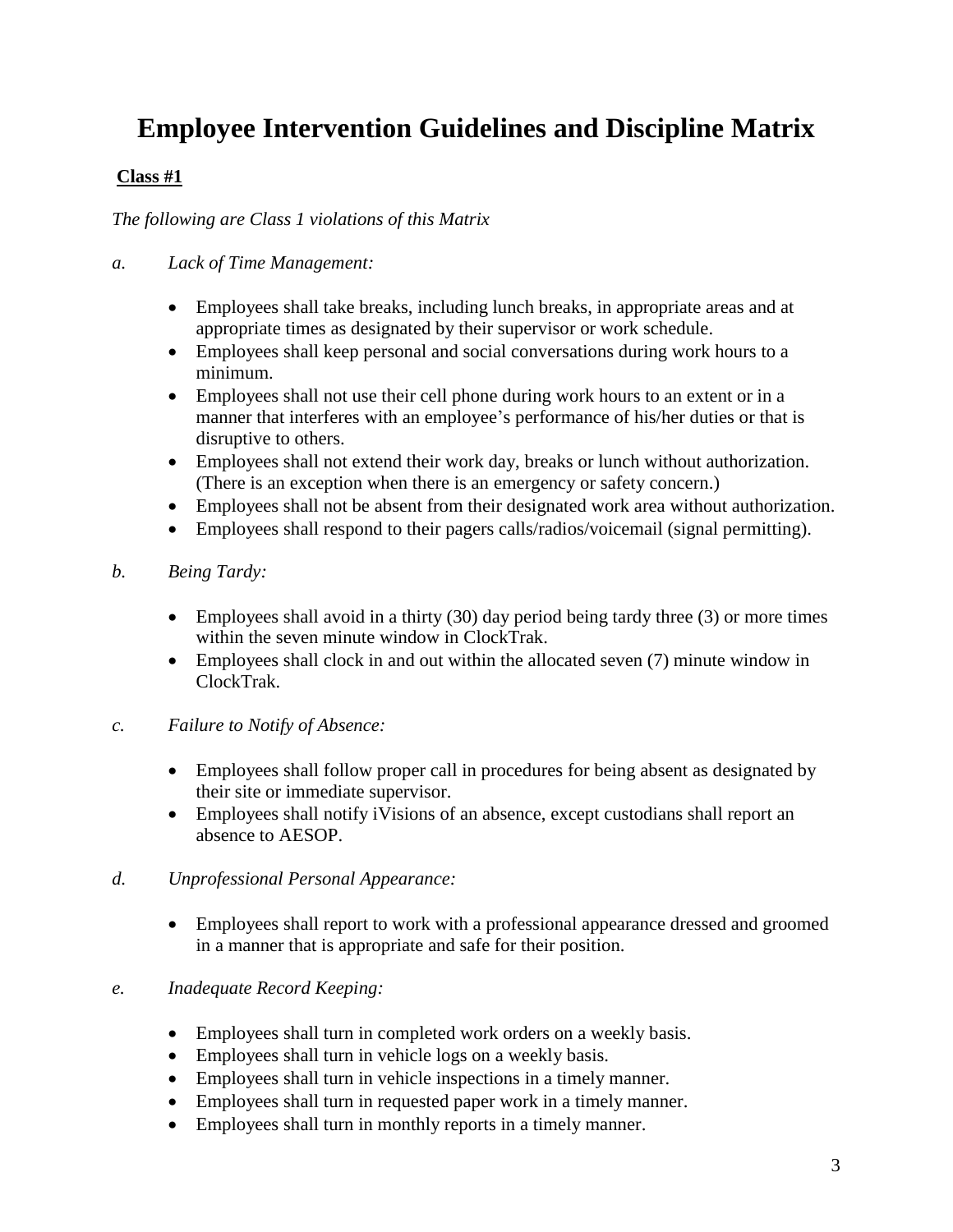# Employee Intervention Guidelines and Discipline Matrix

**Class #1**

*The following are Class 1 violations of this Matrix*

*a. Lack of Time Management:*

- Employees shall take breaks, including lunch breaks, in appropriate areas and at appropriate times as designated by their supervisor or work schedule.
- Employees shall keep personal and social conversations during work hours to a minimum.
- Employees shall not use their cell phone during work hours to an extent or in a manner that interferes with an employee's performance of his/her duties or that is disruptive to others.
- Employees shall not extend their work day, breaks or lunch without authorization. (There is an exception when there is an emergency or safety concern.)
- Employees shall not be absent from their designated work area without authorization.
- Employees shall respond to their pagers calls/radios/voicemail (signal permitting).

*b. Being Tardy:*

- Employees shall avoid in a thirty (30) day period being tardy three (3) or more times within the seven minute window in ClockTrak.
- Employees shall clock in and out within the allocated seven (7) minute window in ClockTrak.

*c. Failure to Notify of Absence:*

- Employees shall follow proper call in procedures for being absent as designated by their site or immediate supervisor.
- Employees shall notify iVisions of an absence, except custodians shall report an absence to AESOP.

*d. Unprofessional Personal Appearance:*

- Employees shall report to work with a professional appearance dressed and groomed in a manner that is appropriate and safe for their position.

*e. Inadequate Record Keeping:*

- Employees shall turn in completed work orders on a weekly basis.
- Employees shall turn in vehicle logs on a weekly basis.
- Employees shall turn in vehicle inspections in a timely manner.
- Employees shall turn in requested paper work in a timely manner.
- Employees shall turn in monthly reports in a timely manner.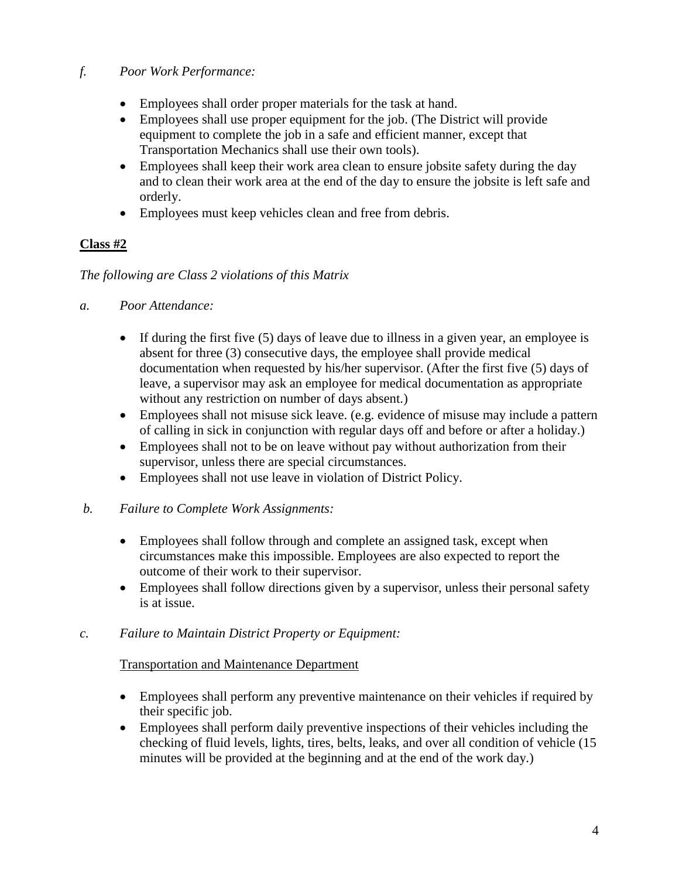*f. Poor Work Performance:*

- Employees shall order proper materials for the task at hand.
- Employees shall use proper equipment for the job. (The District will provide equipment to complete the job in a safe and efficient manner, except that Transportation Mechanics shall use their own tools).
- Employees shall keep their work area clean to ensure jobsite safety during the day and to clean their work area at the end of the day to ensure the jobsite is left safe and orderly.
- Employees must keep vehicles clean and free from debris.

**<u>Class #2</u>**

*The following are Class 2 violations of this Matrix*

*a. Poor Attendance:*

- If during the first five (5) days of leave due to illness in a given year, an employee is absent for three (3) consecutive days, the employee shall provide medical documentation when requested by his/her supervisor. (After the first five (5) days of leave, a supervisor may ask an employee for medical documentation as appropriate without any restriction on number of days absent.)
- Employees shall not misuse sick leave. (e.g. evidence of misuse may include a pattern of calling in sick in conjunction with regular days off and before or after a holiday.)
- Employees shall not to be on leave without pay without authorization from their supervisor, unless there are special circumstances.
- Employees shall not use leave in violation of District Policy.

*b. Failure to Complete Work Assignments:*

- Employees shall follow through and complete an assigned task, except when circumstances make this impossible. Employees are also expected to report the outcome of their work to their supervisor.
- Employees shall follow directions given by a supervisor, unless their personal safety is at issue.

*c. Failure to Maintain District Property or Equipment:*

<u>Transportation and Maintenance Department</u>

- Employees shall perform any preventive maintenance on their vehicles if required by their specific job.
- Employees shall perform daily preventive inspections of their vehicles including the checking of fluid levels, lights, tires, belts, leaks, and over all condition of vehicle (15 minutes will be provided at the beginning and at the end of the work day.)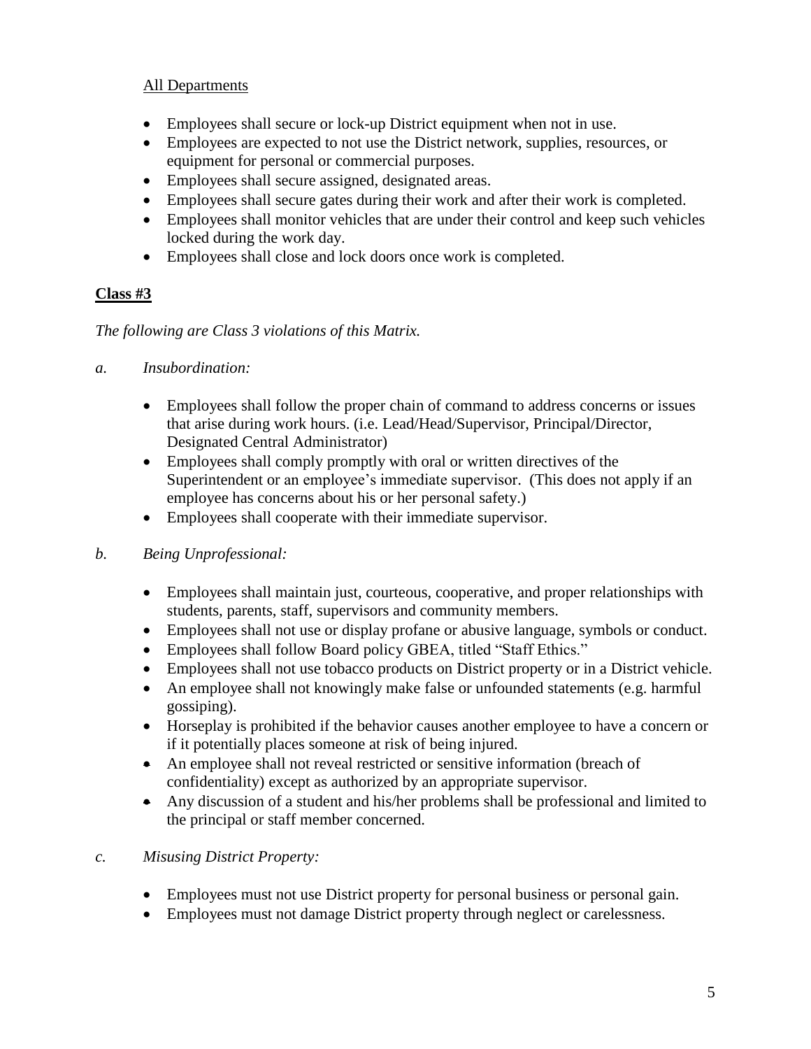All Departments

- Employees shall secure or lock-up District equipment when not in use.
- Employees are expected to not use the District network, supplies, resources, or equipment for personal or commercial purposes.
- Employees shall secure assigned, designated areas.
- Employees shall secure gates during their work and after their work is completed.
- Employees shall monitor vehicles that are under their control and keep such vehicles locked during the work day.
- Employees shall close and lock doors once work is completed.

## Class #3

*The following are Class 3 violations of this Matrix.*

*a. Insubordination:*

- Employees shall follow the proper chain of command to address concerns or issues that arise during work hours. (i.e. Lead/Head/Supervisor, Principal/Director, Designated Central Administrator)
- Employees shall comply promptly with oral or written directives of the Superintendent or an employee's immediate supervisor. (This does not apply if an employee has concerns about his or her personal safety.)
- Employees shall cooperate with their immediate supervisor.

*b. Being Unprofessional:*

- Employees shall maintain just, courteous, cooperative, and proper relationships with students, parents, staff, supervisors and community members.
- Employees shall not use or display profane or abusive language, symbols or conduct.
- Employees shall follow Board policy GBEA, titled "Staff Ethics."
- Employees shall not use tobacco products on District property or in a District vehicle.
- An employee shall not knowingly make false or unfounded statements (e.g. harmful gossiping).
- Horseplay is prohibited if the behavior causes another employee to have a concern or if it potentially places someone at risk of being injured.
- An employee shall not reveal restricted or sensitive information (breach of confidentiality) except as authorized by an appropriate supervisor.
- Any discussion of a student and his/her problems shall be professional and limited to the principal or staff member concerned.

*c. Misusing District Property:*

- Employees must not use District property for personal business or personal gain.
- Employees must not damage District property through neglect or carelessness.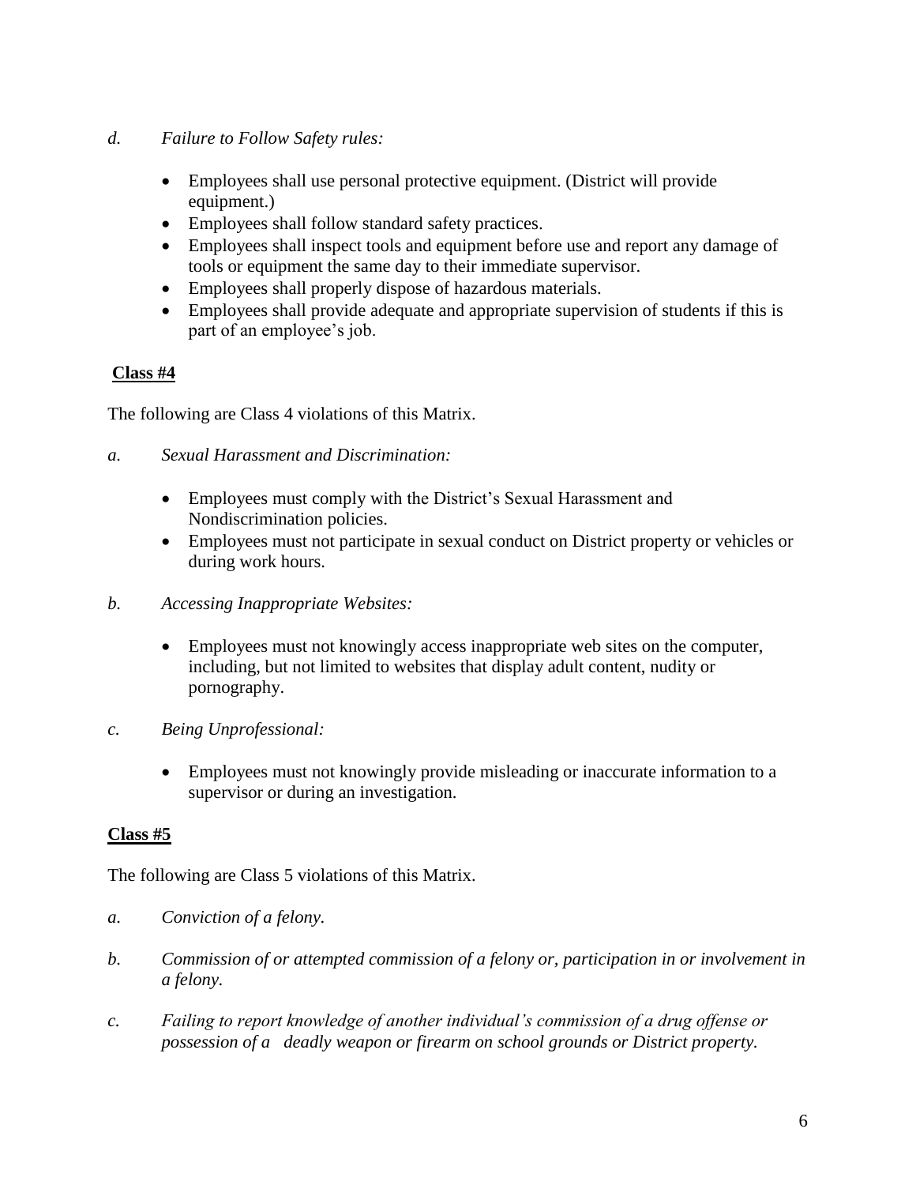*d. Failure to Follow Safety rules:*

- Employees shall use personal protective equipment. (District will provide equipment.)
- Employees shall follow standard safety practices.
- Employees shall inspect tools and equipment before use and report any damage of tools or equipment the same day to their immediate supervisor.
- Employees shall properly dispose of hazardous materials.
- Employees shall provide adequate and appropriate supervision of students if this is part of an employee's job.

**Class #4**

The following are Class 4 violations of this Matrix.

*a. Sexual Harassment and Discrimination:*

- Employees must comply with the District's Sexual Harassment and Nondiscrimination policies.
- Employees must not participate in sexual conduct on District property or vehicles or during work hours.

*b. Accessing Inappropriate Websites:*

- Employees must not knowingly access inappropriate web sites on the computer, including, but not limited to websites that display adult content, nudity or pornography.

*c. Being Unprofessional:*

- Employees must not knowingly provide misleading or inaccurate information to a supervisor or during an investigation.

**Class #5**

The following are Class 5 violations of this Matrix.

*a. Conviction of a felony.*

*b. Commission of or attempted commission of a felony or, participation in or involvement in a felony.*

*c. Failing to report knowledge of another individual's commission of a drug offense or possession of a deadly weapon or firearm on school grounds or District property.*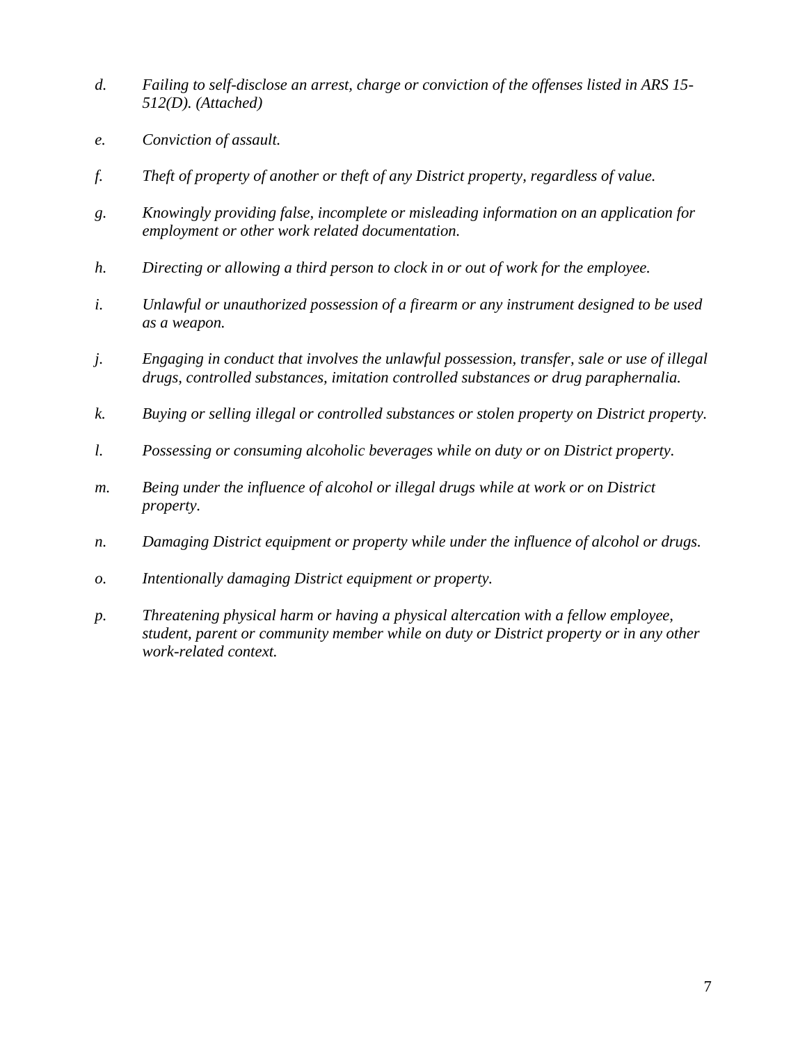*d.* *Failing to self-disclose an arrest, charge or conviction of the offenses listed in ARS 15-512(D). (Attached)*

*e.* *Conviction of assault.*

*f.* *Theft of property of another or theft of any District property, regardless of value.*

*g.* *Knowingly providing false, incomplete or misleading information on an application for employment or other work related documentation.*

*h.* *Directing or allowing a third person to clock in or out of work for the employee.*

*i.* *Unlawful or unauthorized possession of a firearm or any instrument designed to be used as a weapon.*

*j.* *Engaging in conduct that involves the unlawful possession, transfer, sale or use of illegal drugs, controlled substances, imitation controlled substances or drug paraphernalia.*

*k.* *Buying or selling illegal or controlled substances or stolen property on District property.*

*l.* *Possessing or consuming alcoholic beverages while on duty or on District property.*

*m.* *Being under the influence of alcohol or illegal drugs while at work or on District property.*

*n.* *Damaging District equipment or property while under the influence of alcohol or drugs.*

*o.* *Intentionally damaging District equipment or property.*

*p.* *Threatening physical harm or having a physical altercation with a fellow employee, student, parent or community member while on duty or District property or in any other work-related context.*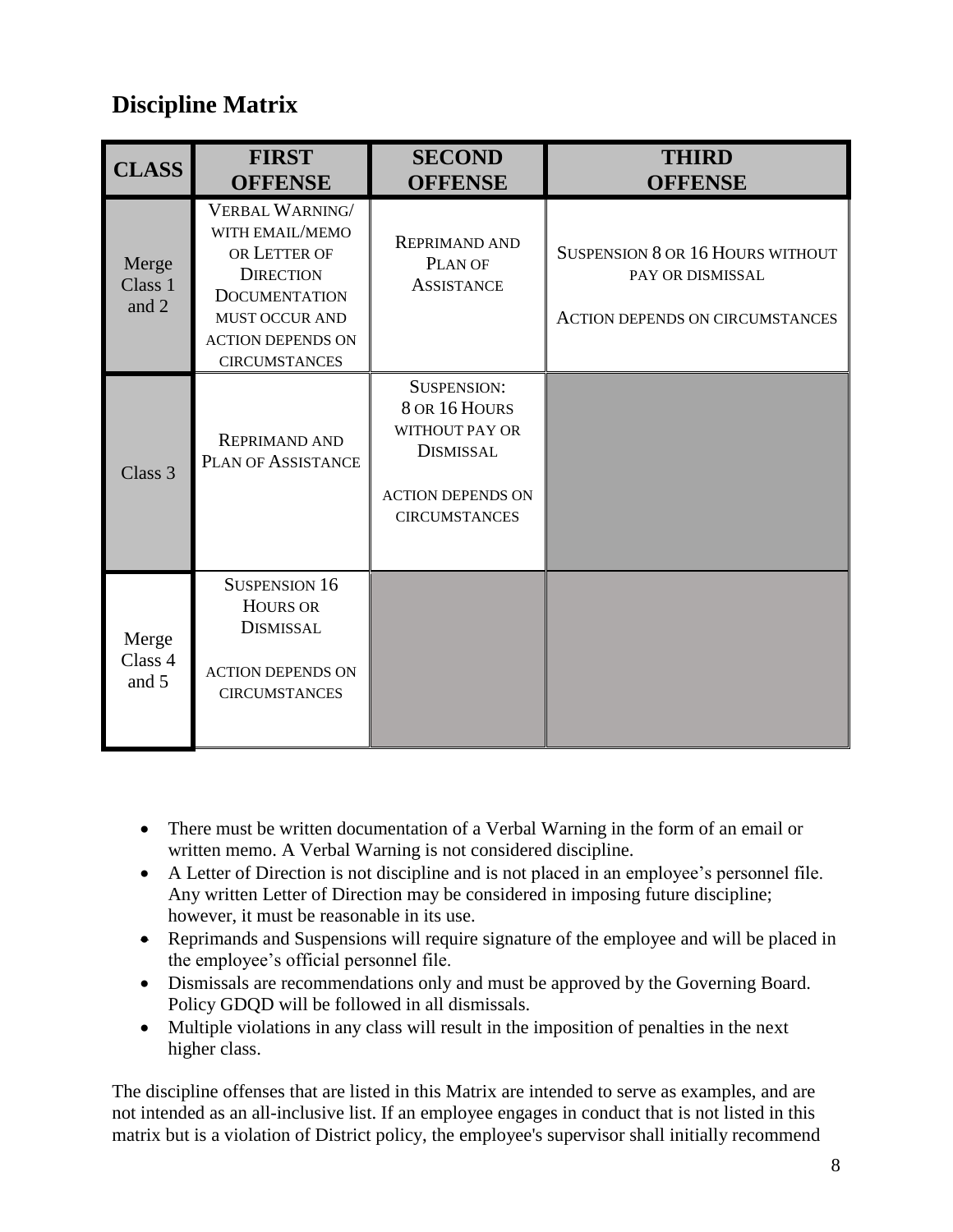## Discipline Matrix

| CLASS | FIRST OFFENSE | SECOND OFFENSE | THIRD OFFENSE |
|---|---|---|---|
| Merge Class 1 and 2 | Verbal Warning/ with email/memo or Letter of Direction Documentation must occur and action depends on circumstances | Reprimand and Plan of Assistance | Suspension 8 or 16 Hours without pay or dismissal<br><br>Action depends on circumstances |
| Class 3 | Reprimand and Plan of Assistance | Suspension: 8 or 16 Hours without pay or Dismissal<br><br>action depends on circumstances | |
| Merge Class 4 and 5 | Suspension 16 Hours or Dismissal<br><br>action depends on circumstances | | |

- There must be written documentation of a Verbal Warning in the form of an email or written memo. A Verbal Warning is not considered discipline.
- A Letter of Direction is not discipline and is not placed in an employee's personnel file. Any written Letter of Direction may be considered in imposing future discipline; however, it must be reasonable in its use.
- Reprimands and Suspensions will require signature of the employee and will be placed in the employee's official personnel file.
- Dismissals are recommendations only and must be approved by the Governing Board. Policy GDQD will be followed in all dismissals.
- Multiple violations in any class will result in the imposition of penalties in the next higher class.

The discipline offenses that are listed in this Matrix are intended to serve as examples, and are not intended as an all-inclusive list. If an employee engages in conduct that is not listed in this matrix but is a violation of District policy, the employee's supervisor shall initially recommend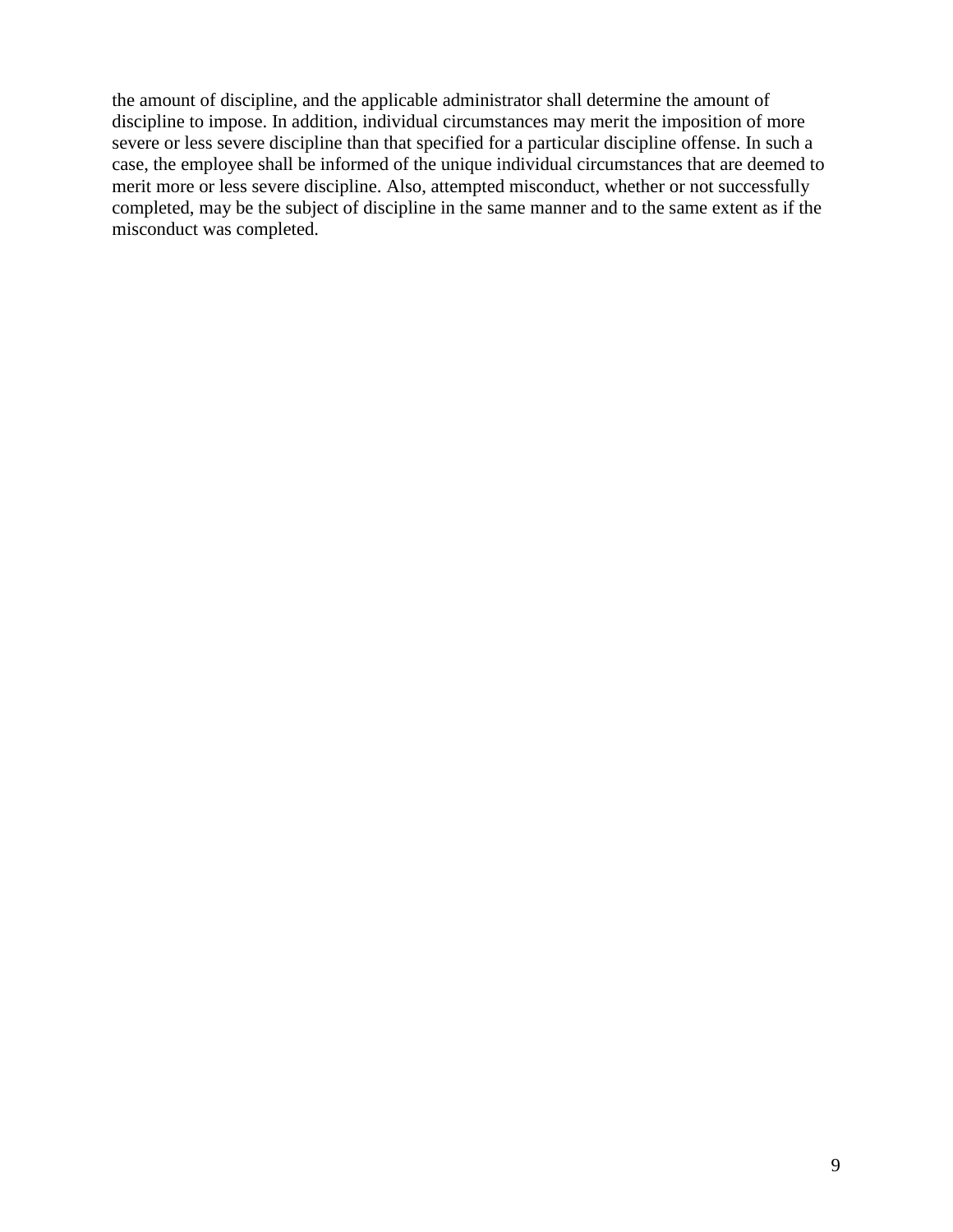the amount of discipline, and the applicable administrator shall determine the amount of discipline to impose. In addition, individual circumstances may merit the imposition of more severe or less severe discipline than that specified for a particular discipline offense. In such a case, the employee shall be informed of the unique individual circumstances that are deemed to merit more or less severe discipline. Also, attempted misconduct, whether or not successfully completed, may be the subject of discipline in the same manner and to the same extent as if the misconduct was completed.